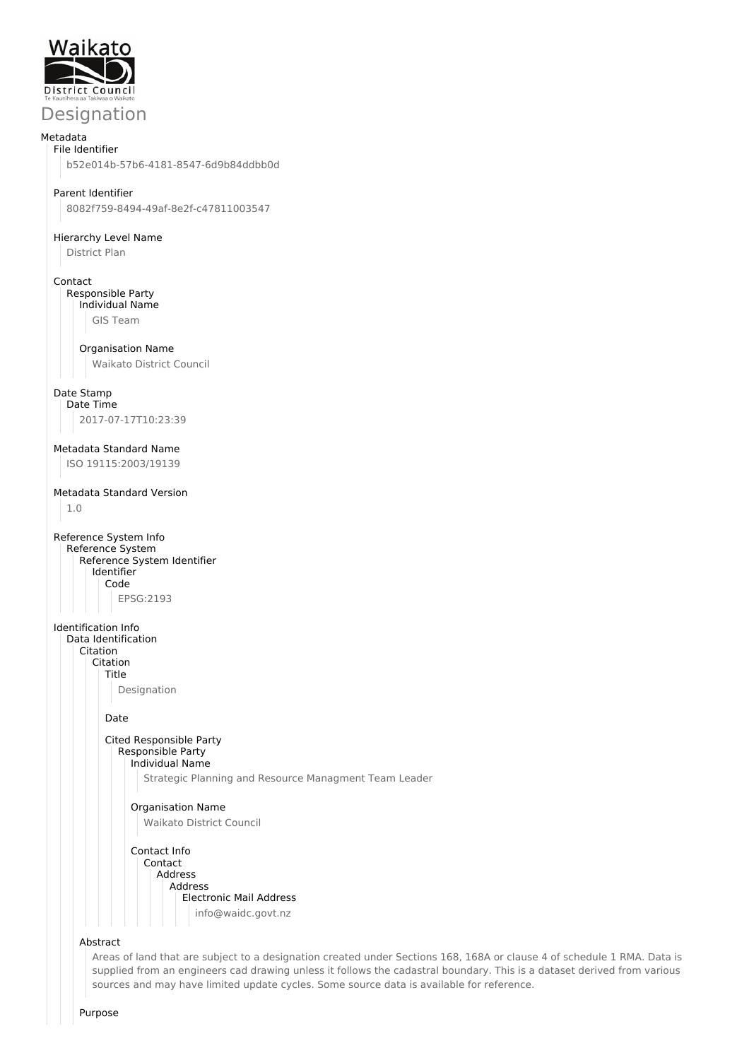# Designation

## Metadata

### File Identifier

b52e014b-57b6-4181-8547-6d9b84ddbb0d

### Parent Identifier

8082f759-8494-49af-8e2f-c47811003547

### Hierarchy Level Name

District Plan

### Contact

Responsible Party

Individual Name

GIS Team

Organisation Name

Waikato District Council

### Date Stamp

Date Time

2017-07-17T10:23:39

### Metadata Standard Name

ISO 19115:2003/19139

### Metadata Standard Version

1.0

### Reference System Info

Reference System

Reference System Identifier

Identifier

Code

EPSG:2193

### Identification Info

Data Identification

Citation

Citation

Title

Designation

Date

Cited Responsible Party

Responsible Party

Individual Name

Strategic Planning and Resource Managment Team Leader

Organisation Name

Waikato District Council

Contact Info

Contact

Address

Address

Electronic Mail Address

info@waidc.govt.nz

Abstract

Areas of land that are subject to a designation created under Sections 168, 168A or clause 4 of schedule 1 RMA. Data is supplied from an engineers cad drawing unless it follows the cadastral boundary. This is a dataset derived from various sources and may have limited update cycles. Some source data is available for reference.

Purpose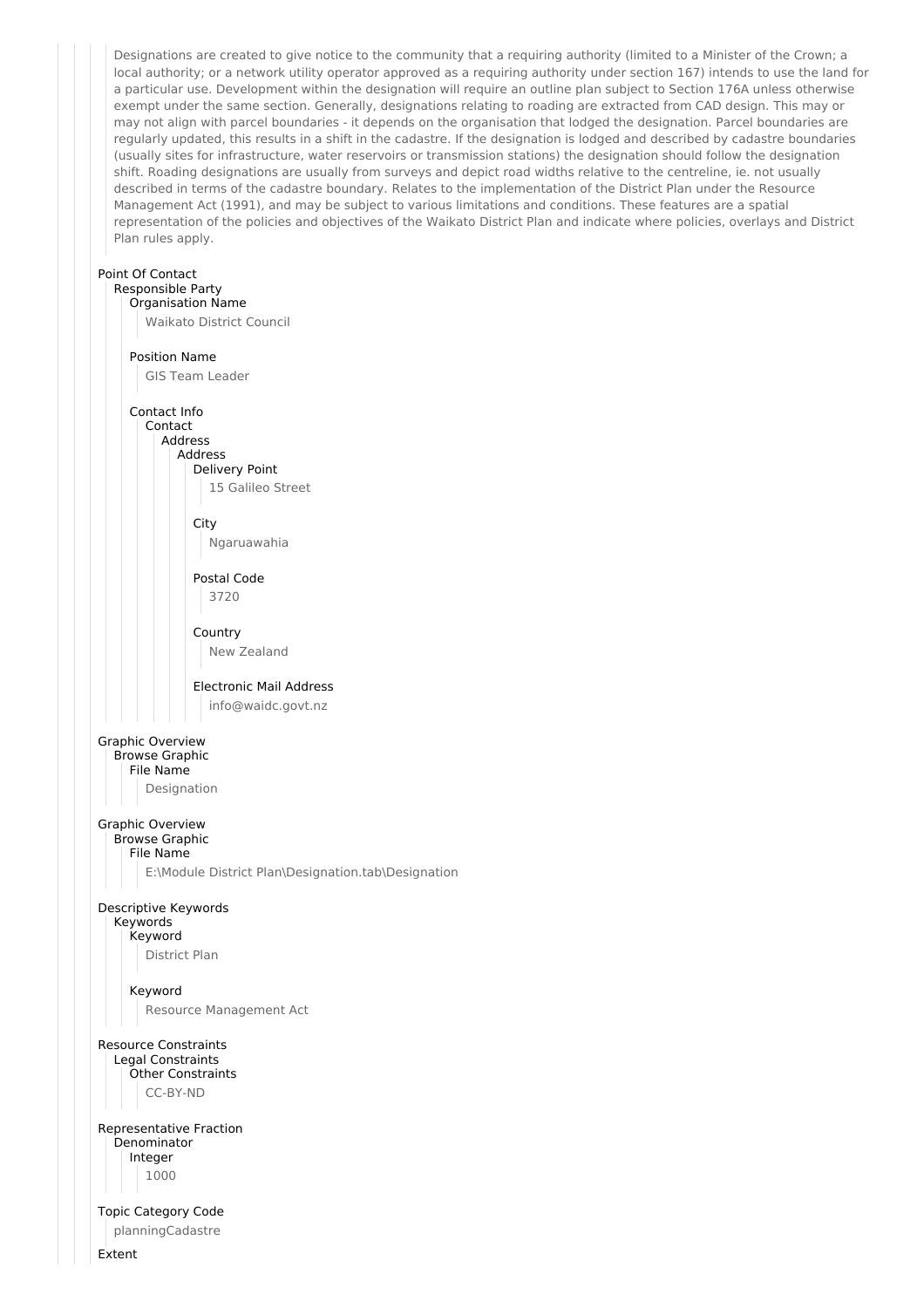Designations are created to give notice to the community that a requiring authority (limited to a Minister of the Crown; a local authority; or a network utility operator approved as a requiring authority under section 167) intends to use the land for a particular use. Development within the designation will require an outline plan subject to Section 176A unless otherwise exempt under the same section. Generally, designations relating to roading are extracted from CAD design. This may or may not align with parcel boundaries - it depends on the organisation that lodged the designation. Parcel boundaries are regularly updated, this results in a shift in the cadastre. If the designation is lodged and described by cadastre boundaries (usually sites for infrastructure, water reservoirs or transmission stations) the designation should follow the designation shift. Roading designations are usually from surveys and depict road widths relative to the centreline, ie. not usually described in terms of the cadastre boundary. Relates to the implementation of the District Plan under the Resource Management Act (1991), and may be subject to various limitations and conditions. These features are a spatial representation of the policies and objectives of the Waikato District Plan and indicate where policies, overlays and District Plan rules apply.

- Point Of Contact
  - Responsible Party
    - Organisation Name
      - Waikato District Council
    - Position Name
      - GIS Team Leader
    - Contact Info
      - Contact
        - Address
          - Address
            - Delivery Point
              - 15 Galileo Street
            - City
              - Ngaruawahia
            - Postal Code
              - 3720
            - Country
              - New Zealand
            - Electronic Mail Address
              - info@waidc.govt.nz
- Graphic Overview
  - Browse Graphic
    - File Name
      - Designation
- Graphic Overview
  - Browse Graphic
    - File Name
      - E:\Module District Plan\Designation.tab\Designation
- Descriptive Keywords
  - Keywords
    - Keyword
      - District Plan
    - Keyword
      - Resource Management Act
- Resource Constraints
  - Legal Constraints
    - Other Constraints
      - CC-BY-ND
- Representative Fraction
  - Denominator
    - Integer
      - 1000
- Topic Category Code
  - planningCadastre
- Extent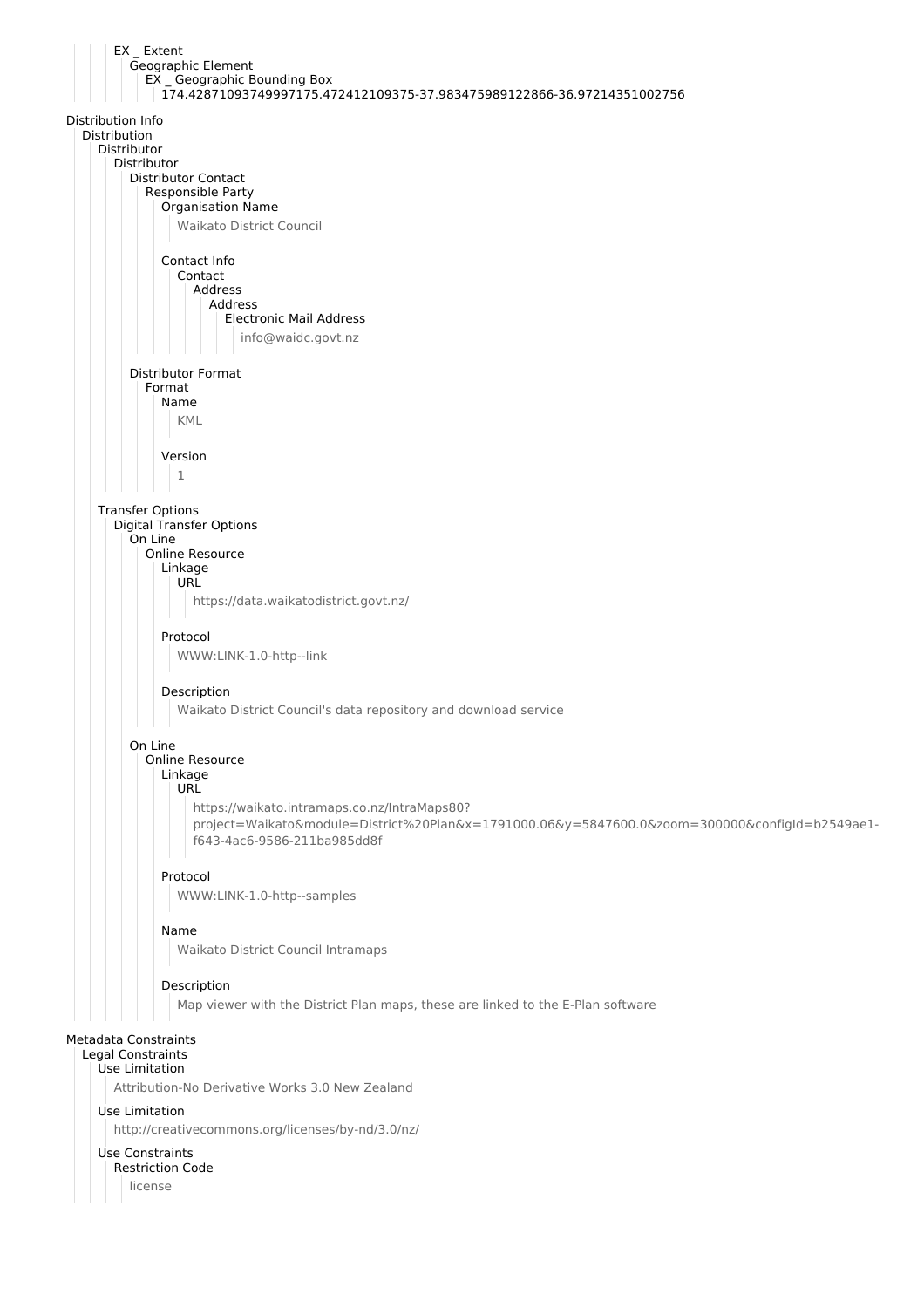EX _ Extent

Geographic Element

EX _ Geographic Bounding Box

174.42871093749997175.472412109375-37.983475989122866-36.97214351002756

Distribution Info

Distribution

Distributor

Distributor

Distributor Contact

Responsible Party

Organisation Name

Waikato District Council

Contact Info

Contact

Address

Address

Electronic Mail Address

info@waidc.govt.nz

Distributor Format

Format

Name

KML

Version

1

Transfer Options

Digital Transfer Options

On Line

Online Resource

Linkage

URL

https://data.waikatodistrict.govt.nz/

Protocol

WWW:LINK-1.0-http--link

Description

Waikato District Council's data repository and download service

On Line

Online Resource

Linkage

URL

https://waikato.intramaps.co.nz/IntraMaps80?project=Waikato&module=District%20Plan&x=1791000.06&y=5847600.0&zoom=300000&configId=b2549ae1-f643-4ac6-9586-211ba985dd8f

Protocol

WWW:LINK-1.0-http--samples

Name

Waikato District Council Intramaps

Description

Map viewer with the District Plan maps, these are linked to the E-Plan software

Metadata Constraints

Legal Constraints

Use Limitation

Attribution-No Derivative Works 3.0 New Zealand

Use Limitation

http://creativecommons.org/licenses/by-nd/3.0/nz/

Use Constraints

Restriction Code

license